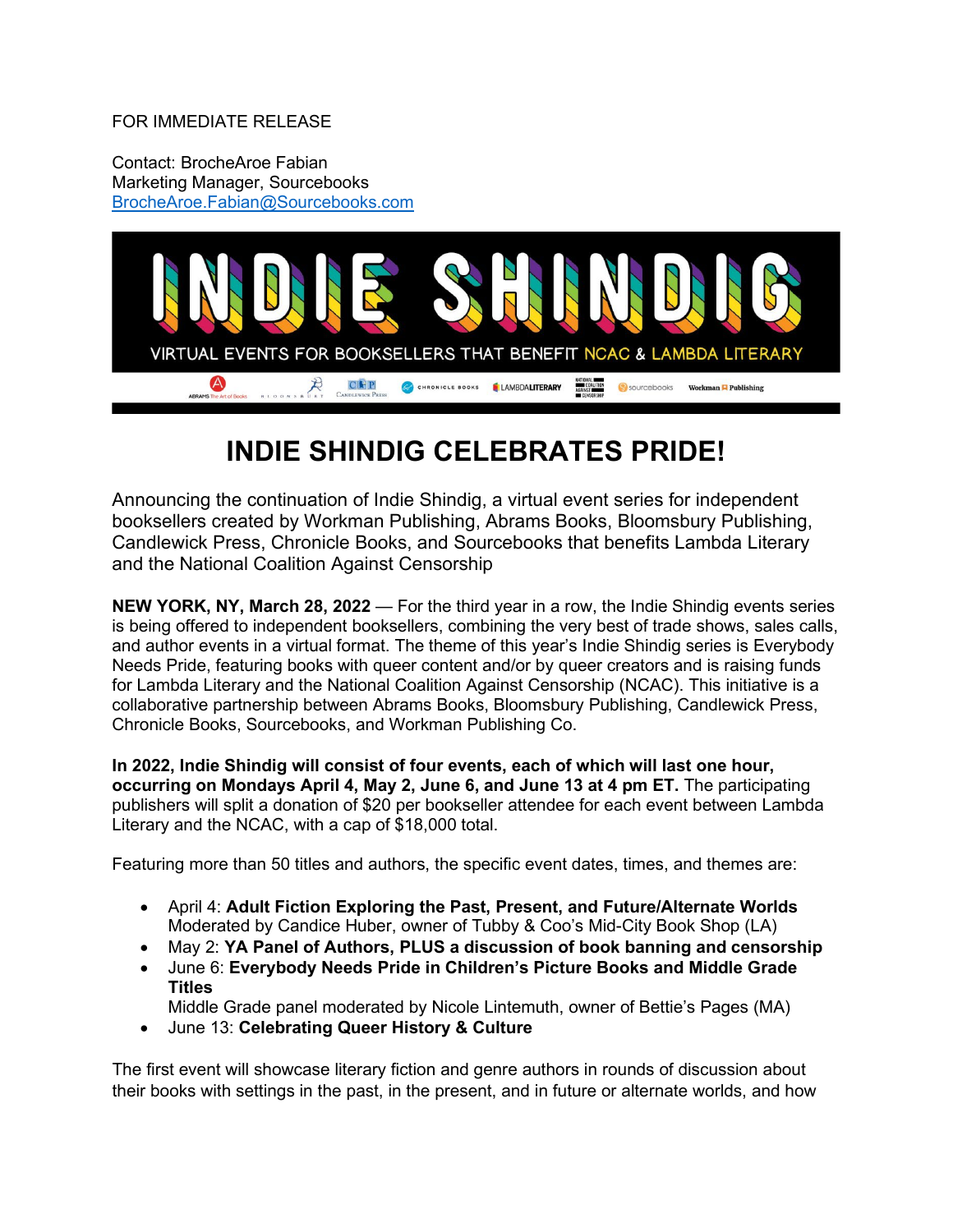FOR IMMEDIATE RELEASE

Contact: BrocheAroe Fabian
Marketing Manager, Sourcebooks
BrocheAroe.Fabian@Sourcebooks.com

INDIE SHINDIG

VIRTUAL EVENTS FOR BOOKSELLERS THAT BENEFIT NCAC & LAMBDA LITERARY

# INDIE SHINDIG CELEBRATES PRIDE!

Announcing the continuation of Indie Shindig, a virtual event series for independent booksellers created by Workman Publishing, Abrams Books, Bloomsbury Publishing, Candlewick Press, Chronicle Books, and Sourcebooks that benefits Lambda Literary and the National Coalition Against Censorship

**NEW YORK, NY, March 28, 2022** — For the third year in a row, the Indie Shindig events series is being offered to independent booksellers, combining the very best of trade shows, sales calls, and author events in a virtual format. The theme of this year's Indie Shindig series is Everybody Needs Pride, featuring books with queer content and/or by queer creators and is raising funds for Lambda Literary and the National Coalition Against Censorship (NCAC). This initiative is a collaborative partnership between Abrams Books, Bloomsbury Publishing, Candlewick Press, Chronicle Books, Sourcebooks, and Workman Publishing Co.

**In 2022, Indie Shindig will consist of four events, each of which will last one hour, occurring on Mondays April 4, May 2, June 6, and June 13 at 4 pm ET.** The participating publishers will split a donation of $20 per bookseller attendee for each event between Lambda Literary and the NCAC, with a cap of $18,000 total.

Featuring more than 50 titles and authors, the specific event dates, times, and themes are:

- April 4: **Adult Fiction Exploring the Past, Present, and Future/Alternate Worlds**
  Moderated by Candice Huber, owner of Tubby & Coo's Mid-City Book Shop (LA)
- May 2: **YA Panel of Authors, PLUS a discussion of book banning and censorship**
- June 6: **Everybody Needs Pride in Children's Picture Books and Middle Grade Titles**
  Middle Grade panel moderated by Nicole Lintemuth, owner of Bettie's Pages (MA)
- June 13: **Celebrating Queer History & Culture**

The first event will showcase literary fiction and genre authors in rounds of discussion about their books with settings in the past, in the present, and in future or alternate worlds, and how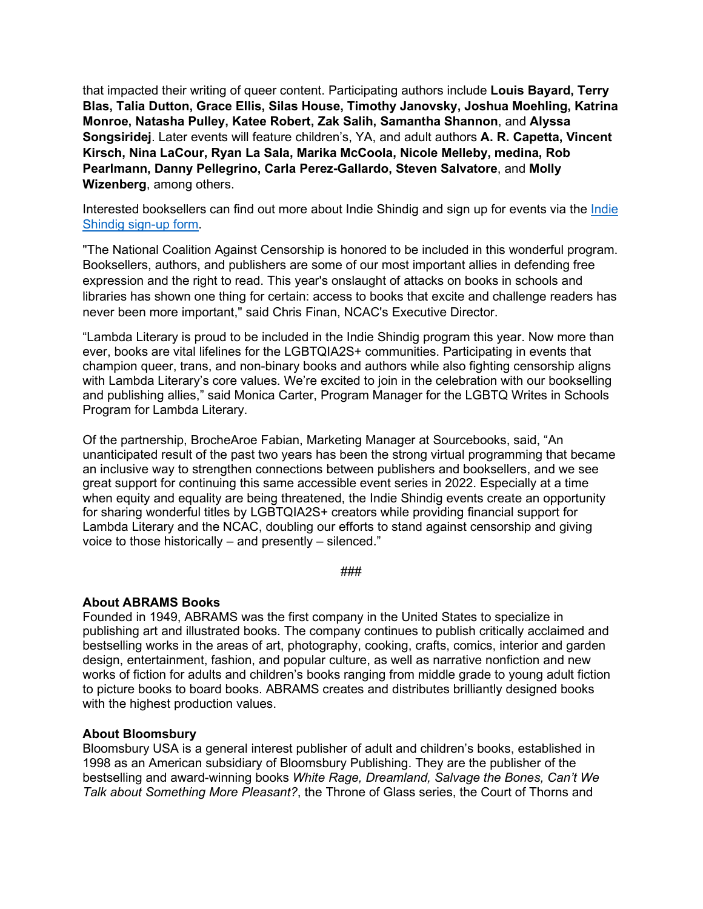that impacted their writing of queer content. Participating authors include **Louis Bayard, Terry Blas, Talia Dutton, Grace Ellis, Silas House, Timothy Janovsky, Joshua Moehling, Katrina Monroe, Natasha Pulley, Katee Robert, Zak Salih, Samantha Shannon**, and **Alyssa Songsiridej**. Later events will feature children's, YA, and adult authors **A. R. Capetta, Vincent Kirsch, Nina LaCour, Ryan La Sala, Marika McCoola, Nicole Melleby, medina, Rob Pearlmann, Danny Pellegrino, Carla Perez-Gallardo, Steven Salvatore**, and **Molly Wizenberg**, among others.

Interested booksellers can find out more about Indie Shindig and sign up for events via the [Indie Shindig sign-up form]().

"The National Coalition Against Censorship is honored to be included in this wonderful program. Booksellers, authors, and publishers are some of our most important allies in defending free expression and the right to read. This year's onslaught of attacks on books in schools and libraries has shown one thing for certain: access to books that excite and challenge readers has never been more important," said Chris Finan, NCAC's Executive Director.

"Lambda Literary is proud to be included in the Indie Shindig program this year. Now more than ever, books are vital lifelines for the LGBTQIA2S+ communities. Participating in events that champion queer, trans, and non-binary books and authors while also fighting censorship aligns with Lambda Literary's core values. We're excited to join in the celebration with our bookselling and publishing allies," said Monica Carter, Program Manager for the LGBTQ Writes in Schools Program for Lambda Literary.

Of the partnership, BrocheAroe Fabian, Marketing Manager at Sourcebooks, said, "An unanticipated result of the past two years has been the strong virtual programming that became an inclusive way to strengthen connections between publishers and booksellers, and we see great support for continuing this same accessible event series in 2022. Especially at a time when equity and equality are being threatened, the Indie Shindig events create an opportunity for sharing wonderful titles by LGBTQIA2S+ creators while providing financial support for Lambda Literary and the NCAC, doubling our efforts to stand against censorship and giving voice to those historically – and presently – silenced."

###

**About ABRAMS Books**
Founded in 1949, ABRAMS was the first company in the United States to specialize in publishing art and illustrated books. The company continues to publish critically acclaimed and bestselling works in the areas of art, photography, cooking, crafts, comics, interior and garden design, entertainment, fashion, and popular culture, as well as narrative nonfiction and new works of fiction for adults and children's books ranging from middle grade to young adult fiction to picture books to board books. ABRAMS creates and distributes brilliantly designed books with the highest production values.

**About Bloomsbury**
Bloomsbury USA is a general interest publisher of adult and children's books, established in 1998 as an American subsidiary of Bloomsbury Publishing. They are the publisher of the bestselling and award-winning books *White Rage, Dreamland, Salvage the Bones, Can't We Talk about Something More Pleasant?*, the Throne of Glass series, the Court of Thorns and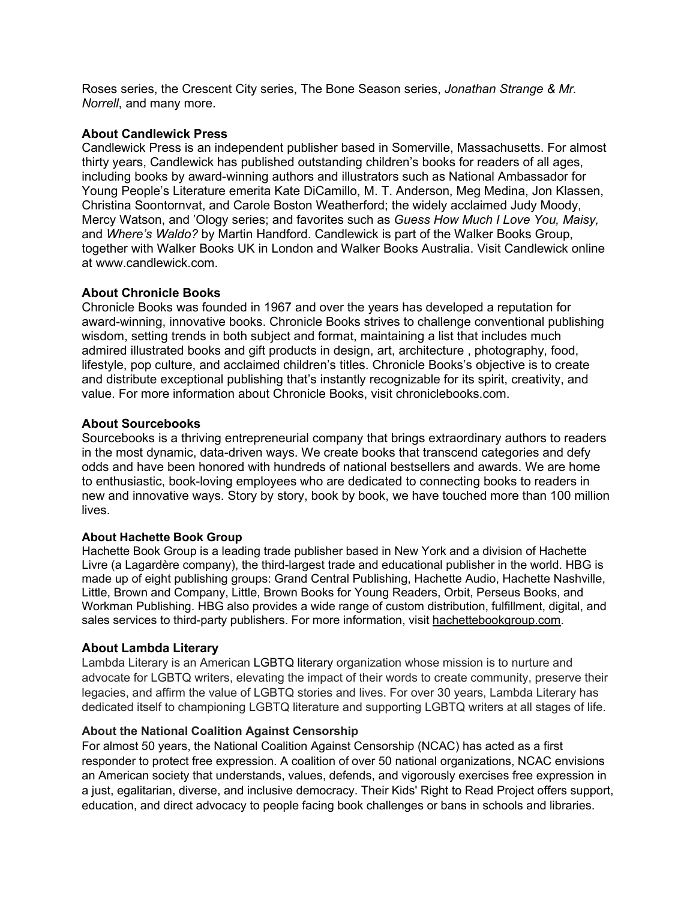Roses series, the Crescent City series, The Bone Season series, *Jonathan Strange & Mr. Norrell*, and many more.

**About Candlewick Press**
Candlewick Press is an independent publisher based in Somerville, Massachusetts. For almost thirty years, Candlewick has published outstanding children's books for readers of all ages, including books by award-winning authors and illustrators such as National Ambassador for Young People's Literature emerita Kate DiCamillo, M. T. Anderson, Meg Medina, Jon Klassen, Christina Soontornvat, and Carole Boston Weatherford; the widely acclaimed Judy Moody, Mercy Watson, and 'Ology series; and favorites such as *Guess How Much I Love You, Maisy,* and *Where's Waldo?* by Martin Handford. Candlewick is part of the Walker Books Group, together with Walker Books UK in London and Walker Books Australia. Visit Candlewick online at www.candlewick.com.

**About Chronicle Books**
Chronicle Books was founded in 1967 and over the years has developed a reputation for award-winning, innovative books. Chronicle Books strives to challenge conventional publishing wisdom, setting trends in both subject and format, maintaining a list that includes much admired illustrated books and gift products in design, art, architecture , photography, food, lifestyle, pop culture, and acclaimed children's titles. Chronicle Books's objective is to create and distribute exceptional publishing that's instantly recognizable for its spirit, creativity, and value. For more information about Chronicle Books, visit chroniclebooks.com.

**About Sourcebooks**
Sourcebooks is a thriving entrepreneurial company that brings extraordinary authors to readers in the most dynamic, data-driven ways. We create books that transcend categories and defy odds and have been honored with hundreds of national bestsellers and awards. We are home to enthusiastic, book-loving employees who are dedicated to connecting books to readers in new and innovative ways. Story by story, book by book, we have touched more than 100 million lives.

**About Hachette Book Group**
Hachette Book Group is a leading trade publisher based in New York and a division of Hachette Livre (a Lagardère company), the third-largest trade and educational publisher in the world. HBG is made up of eight publishing groups: Grand Central Publishing, Hachette Audio, Hachette Nashville, Little, Brown and Company, Little, Brown Books for Young Readers, Orbit, Perseus Books, and Workman Publishing. HBG also provides a wide range of custom distribution, fulfillment, digital, and sales services to third-party publishers. For more information, visit hachettebookgroup.com.

**About Lambda Literary**
Lambda Literary is an American LGBTQ literary organization whose mission is to nurture and advocate for LGBTQ writers, elevating the impact of their words to create community, preserve their legacies, and affirm the value of LGBTQ stories and lives. For over 30 years, Lambda Literary has dedicated itself to championing LGBTQ literature and supporting LGBTQ writers at all stages of life.

**About the National Coalition Against Censorship**
For almost 50 years, the National Coalition Against Censorship (NCAC) has acted as a first responder to protect free expression. A coalition of over 50 national organizations, NCAC envisions an American society that understands, values, defends, and vigorously exercises free expression in a just, egalitarian, diverse, and inclusive democracy. Their Kids' Right to Read Project offers support, education, and direct advocacy to people facing book challenges or bans in schools and libraries.